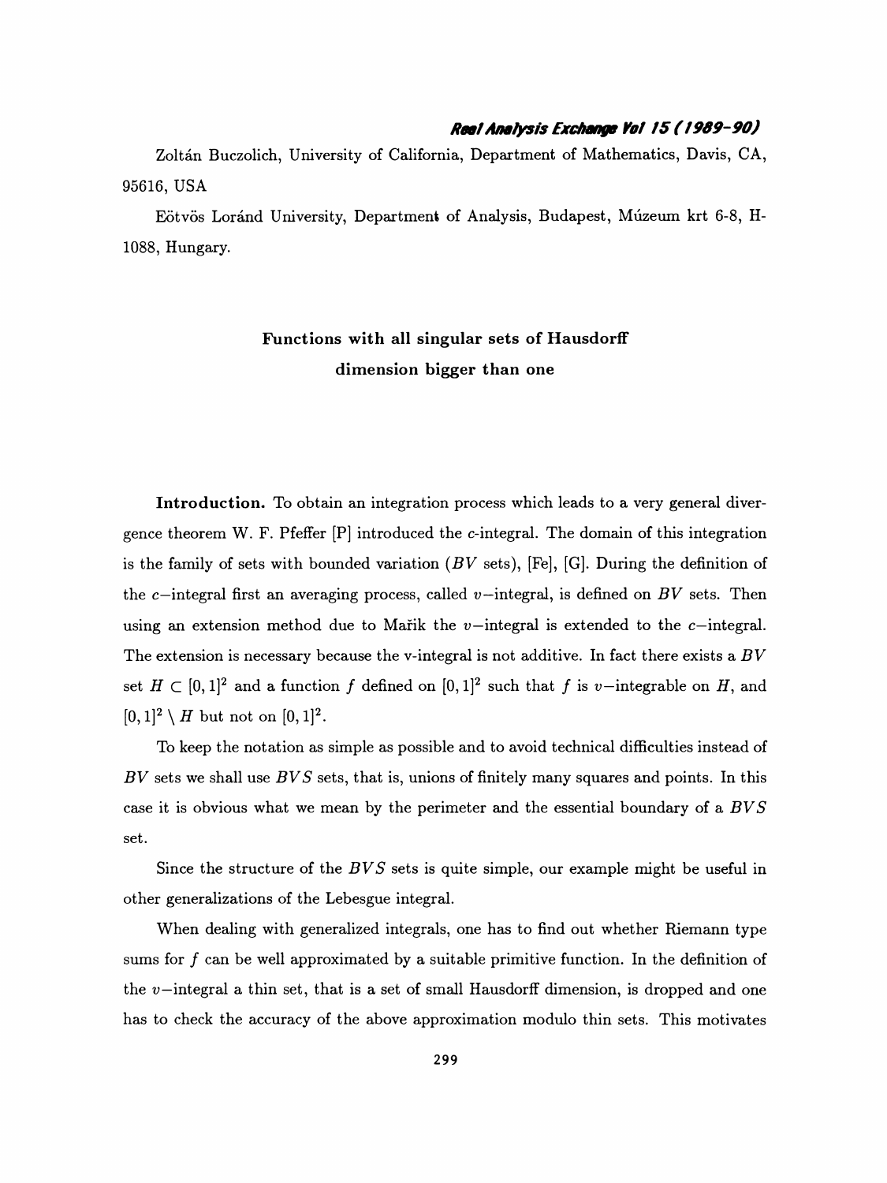Zoltán Buczolich, University of California, Department of Mathematics, Davis, CA, 95616, USA

Eötvös Loránd University, Department of Analysis, Budapest, Múzeum krt 6-8, H-1088, Hungary.

# Functions with all singular sets of Hausdorff dimension bigger than one

**Introduction.** To obtain an integration process which leads to a very general divergence theorem W. F. Pfeffer [P] introduced the $c$-integral. The domain of this integration is the family of sets with bounded variation ($BV$ sets), [Fe], [G]. During the definition of the $c$-integral first an averaging process, called $v$-integral, is defined on $BV$ sets. Then using an extension method due to Mařik the $v$-integral is extended to the $c$-integral. The extension is necessary because the v-integral is not additive. In fact there exists a $BV$ set $H \subset [0,1]^2$ and a function $f$ defined on $[0,1]^2$ such that $f$ is $v$-integrable on $H$, and $[0,1]^2 \setminus H$ but not on $[0,1]^2$.

To keep the notation as simple as possible and to avoid technical difficulties instead of $BV$ sets we shall use $BVS$ sets, that is, unions of finitely many squares and points. In this case it is obvious what we mean by the perimeter and the essential boundary of a $BVS$ set.

Since the structure of the $BVS$ sets is quite simple, our example might be useful in other generalizations of the Lebesgue integral.

When dealing with generalized integrals, one has to find out whether Riemann type sums for $f$ can be well approximated by a suitable primitive function. In the definition of the $v$-integral a thin set, that is a set of small Hausdorff dimension, is dropped and one has to check the accuracy of the above approximation modulo thin sets. This motivates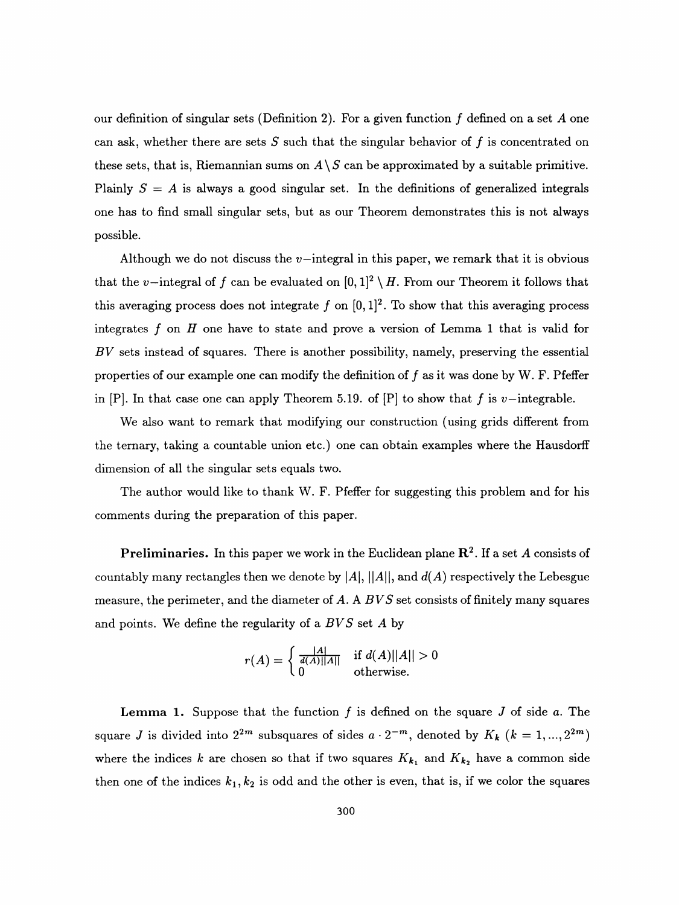our definition of singular sets (Definition 2). For a given function $f$ defined on a set $A$ one can ask, whether there are sets $S$ such that the singular behavior of $f$ is concentrated on these sets, that is, Riemannian sums on $A \setminus S$ can be approximated by a suitable primitive. Plainly $S = A$ is always a good singular set. In the definitions of generalized integrals one has to find small singular sets, but as our Theorem demonstrates this is not always possible.

Although we do not discuss the $v-$integral in this paper, we remark that it is obvious that the $v-$integral of $f$ can be evaluated on $[0,1]^2 \setminus H$. From our Theorem it follows that this averaging process does not integrate $f$ on $[0,1]^2$. To show that this averaging process integrates $f$ on $H$ one have to state and prove a version of Lemma 1 that is valid for $BV$ sets instead of squares. There is another possibility, namely, preserving the essential properties of our example one can modify the definition of $f$ as it was done by W. F. Pfeffer in [P]. In that case one can apply Theorem 5.19. of [P] to show that $f$ is $v-$integrable.

We also want to remark that modifying our construction (using grids different from the ternary, taking a countable union etc.) one can obtain examples where the Hausdorff dimension of all the singular sets equals two.

The author would like to thank W. F. Pfeffer for suggesting this problem and for his comments during the preparation of this paper.

**Preliminaries.** In this paper we work in the Euclidean plane $\mathbf{R}^2$. If a set $A$ consists of countably many rectangles then we denote by $|A|$, $||A||$, and $d(A)$ respectively the Lebesgue measure, the perimeter, and the diameter of $A$. A $BVS$ set consists of finitely many squares and points. We define the regularity of a $BVS$ set $A$ by

$$r(A) = \begin{cases} \frac{|A|}{d(A)||A||} & \text{if } d(A)||A|| > 0 \\ 0 & \text{otherwise.} \end{cases}$$

**Lemma 1.** Suppose that the function $f$ is defined on the square $J$ of side $a$. The square $J$ is divided into $2^{2m}$ subsquares of sides $a \cdot 2^{-m}$, denoted by $K_k$ $(k = 1, ..., 2^{2m})$ where the indices $k$ are chosen so that if two squares $K_{k_1}$ and $K_{k_2}$ have a common side then one of the indices $k_1, k_2$ is odd and the other is even, that is, if we color the squares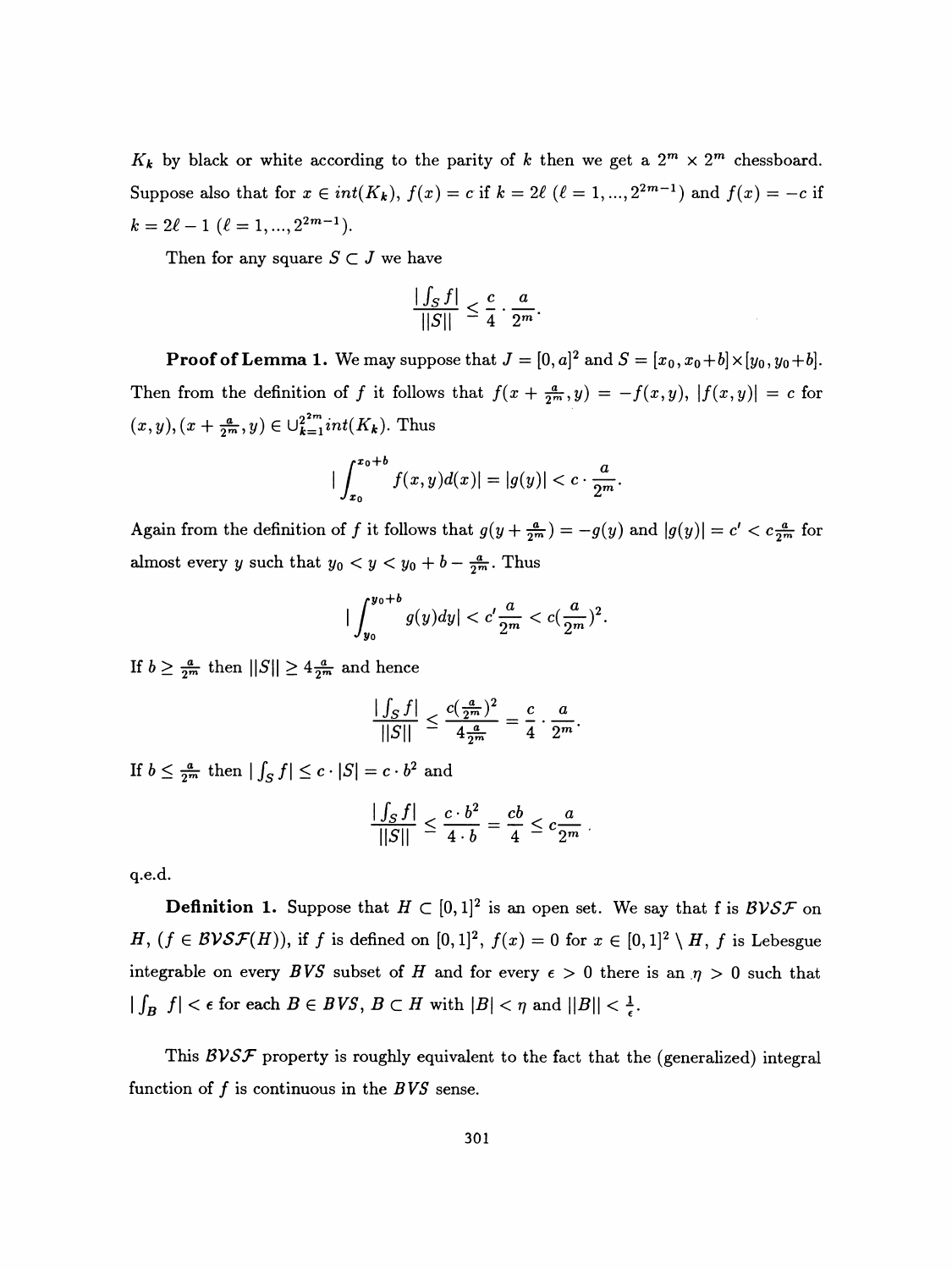$K_k$ by black or white according to the parity of $k$ then we get a $2^m \times 2^m$ chessboard. Suppose also that for $x \in int(K_k)$, $f(x) = c$ if $k = 2\ell$ ($\ell = 1, ..., 2^{2m-1}$) and $f(x) = -c$ if $k = 2\ell - 1$ ($\ell = 1, ..., 2^{2m-1}$).

Then for any square $S \subset J$ we have

$$\frac{|\int_S f|}{||S||} \leq \frac{c}{4} \cdot \frac{a}{2^m}.$$

**Proof of Lemma 1.** We may suppose that $J = [0, a]^2$ and $S = [x_0, x_0 + b] \times [y_0, y_0 + b]$. Then from the definition of $f$ it follows that $f(x + \frac{a}{2^m}, y) = -f(x, y)$, $|f(x, y)| = c$ for $(x, y), (x + \frac{a}{2^m}, y) \in \cup_{k=1}^{2^{2m}} int(K_k)$. Thus

$$|\int_{x_0}^{x_0+b} f(x, y) d(x)| = |g(y)| < c \cdot \frac{a}{2^m}.$$

Again from the definition of $f$ it follows that $g(y + \frac{a}{2^m}) = -g(y)$ and $|g(y)| = c' < c\frac{a}{2^m}$ for almost every $y$ such that $y_0 < y < y_0 + b - \frac{a}{2^m}$. Thus

$$|\int_{y_0}^{y_0+b} g(y) dy| < c' \frac{a}{2^m} < c(\frac{a}{2^m})^2.$$

If $b \geq \frac{a}{2^m}$ then $||S|| \geq 4\frac{a}{2^m}$ and hence

$$\frac{|\int_S f|}{||S||} \leq \frac{c(\frac{a}{2^m})^2}{4\frac{a}{2^m}} = \frac{c}{4} \cdot \frac{a}{2^m}.$$

If $b \leq \frac{a}{2^m}$ then $|\int_S f| \leq c \cdot |S| = c \cdot b^2$ and

$$\frac{|\int_S f|}{||S||} \leq \frac{c \cdot b^2}{4 \cdot b} = \frac{cb}{4} \leq c\frac{a}{2^m}.$$

q.e.d.

**Definition 1.** Suppose that $H \subset [0, 1]^2$ is an open set. We say that f is $\mathcal{BVSF}$ on $H$, ($f \in \mathcal{BVSF}(H)$), if $f$ is defined on $[0, 1]^2$, $f(x) = 0$ for $x \in [0, 1]^2 \setminus H$, $f$ is Lebesgue integrable on every $BVS$ subset of $H$ and for every $\epsilon > 0$ there is an $\eta > 0$ such that $|\int_B f| < \epsilon$ for each $B \in BVS$, $B \subset H$ with $|B| < \eta$ and $||B|| < \frac{1}{\epsilon}$.

This $\mathcal{BVSF}$ property is roughly equivalent to the fact that the (generalized) integral function of $f$ is continuous in the $BVS$ sense.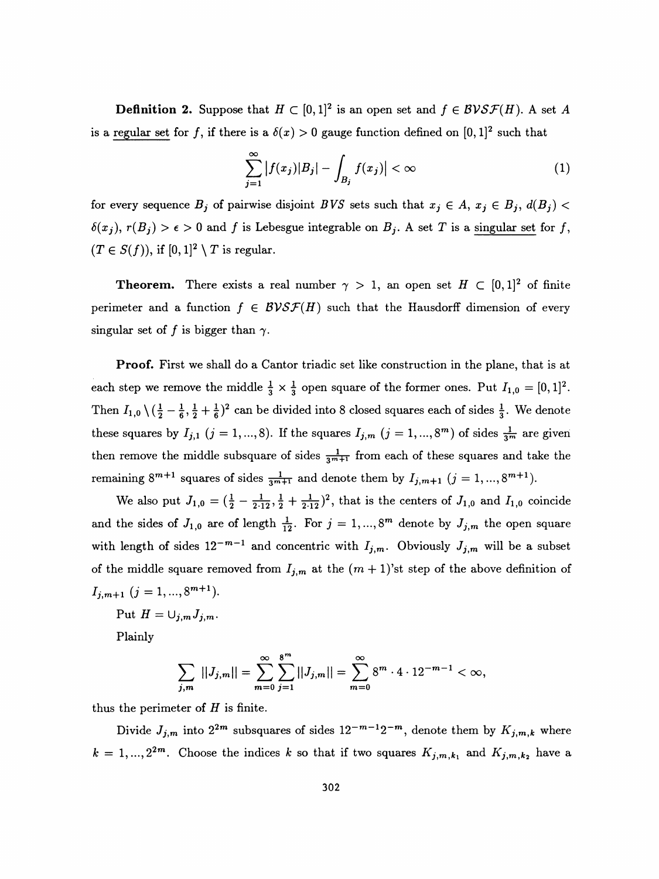**Definition 2.** Suppose that $H \subset [0,1]^2$ is an open set and $f \in \mathcal{BVSF}(H)$. A set $A$ is a <u>regular set</u> for $f$, if there is a $\delta(x) > 0$ gauge function defined on $[0,1]^2$ such that

$$\sum_{j=1}^{\infty} \left| f(x_j)|B_j| - \int_{B_j} f(x_j) \right| < \infty \tag{1}$$

for every sequence $B_j$ of pairwise disjoint $BVS$ sets such that $x_j \in A$, $x_j \in B_j$, $d(B_j) < \delta(x_j)$, $r(B_j) > \epsilon > 0$ and $f$ is Lebesgue integrable on $B_j$. A set $T$ is a <u>singular set</u> for $f$, ($T \in S(f)$), if $[0,1]^2 \setminus T$ is regular.

**Theorem.** There exists a real number $\gamma > 1$, an open set $H \subset [0,1]^2$ of finite perimeter and a function $f \in \mathcal{BVSF}(H)$ such that the Hausdorff dimension of every singular set of $f$ is bigger than $\gamma$.

**Proof.** First we shall do a Cantor triadic set like construction in the plane, that is at each step we remove the middle $\frac{1}{3} \times \frac{1}{3}$ open square of the former ones. Put $I_{1,0} = [0,1]^2$. Then $I_{1,0} \setminus (\frac{1}{2} - \frac{1}{6}, \frac{1}{2} + \frac{1}{6})^2$ can be divided into 8 closed squares each of sides $\frac{1}{3}$. We denote these squares by $I_{j,1}$ $(j = 1, ..., 8)$. If the squares $I_{j,m}$ $(j = 1, ..., 8^m)$ of sides $\frac{1}{3^m}$ are given then remove the middle subsquare of sides $\frac{1}{3^{m+1}}$ from each of these squares and take the remaining $8^{m+1}$ squares of sides $\frac{1}{3^{m+1}}$ and denote them by $I_{j,m+1}$ $(j = 1, ..., 8^{m+1})$.

We also put $J_{1,0} = (\frac{1}{2} - \frac{1}{2 \cdot 12}, \frac{1}{2} + \frac{1}{2 \cdot 12})^2$, that is the centers of $J_{1,0}$ and $I_{1,0}$ coincide and the sides of $J_{1,0}$ are of length $\frac{1}{12}$. For $j = 1, ..., 8^m$ denote by $J_{j,m}$ the open square with length of sides $12^{-m-1}$ and concentric with $I_{j,m}$. Obviously $J_{j,m}$ will be a subset of the middle square removed from $I_{j,m}$ at the $(m+1)$'st step of the above definition of $I_{j,m+1}$ $(j = 1, ..., 8^{m+1})$.

Put $H = \cup_{j,m} J_{j,m}$.

Plainly

$$\sum_{j,m} ||J_{j,m}|| = \sum_{m=0}^{\infty} \sum_{j=1}^{8^m} ||J_{j,m}|| = \sum_{m=0}^{\infty} 8^m \cdot 4 \cdot 12^{-m-1} < \infty,$$

thus the perimeter of $H$ is finite.

Divide $J_{j,m}$ into $2^{2m}$ subsquares of sides $12^{-m-1}2^{-m}$, denote them by $K_{j,m,k}$ where $k = 1, ..., 2^{2m}$. Choose the indices $k$ so that if two squares $K_{j,m,k_1}$ and $K_{j,m,k_2}$ have a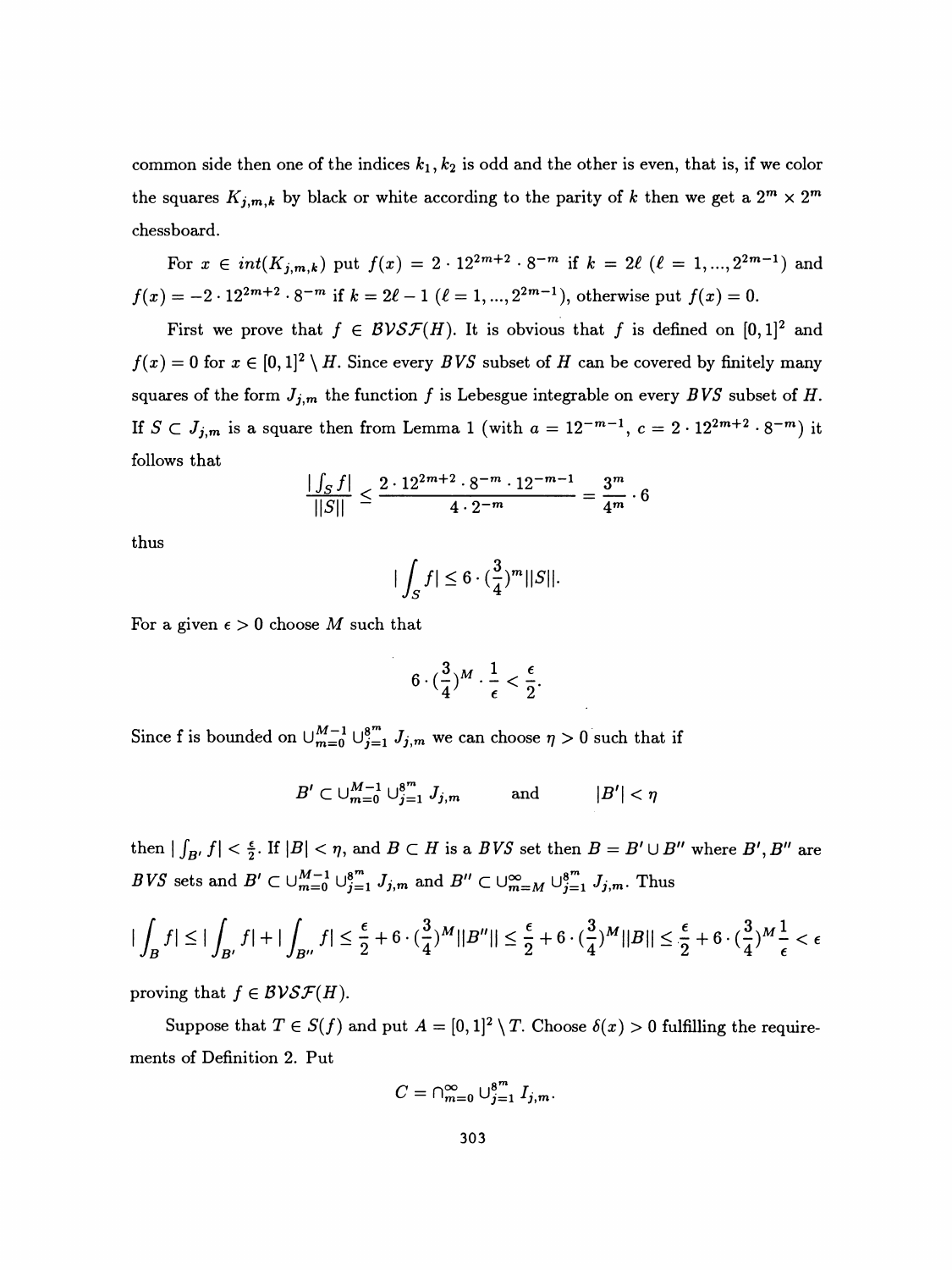common side then one of the indices $k_1, k_2$ is odd and the other is even, that is, if we color the squares $K_{j,m,k}$ by black or white according to the parity of $k$ then we get a $2^m \times 2^m$ chessboard.

For $x \in int(K_{j,m,k})$ put $f(x) = 2 \cdot 12^{2m+2} \cdot 8^{-m}$ if $k = 2\ell$ ($\ell = 1, ..., 2^{2m-1}$) and $f(x) = -2 \cdot 12^{2m+2} \cdot 8^{-m}$ if $k = 2\ell - 1$ ($\ell = 1, ..., 2^{2m-1}$), otherwise put $f(x) = 0$.

First we prove that $f \in \mathcal{BVSF}(H)$. It is obvious that $f$ is defined on $[0,1]^2$ and $f(x) = 0$ for $x \in [0,1]^2 \setminus H$. Since every $BVS$ subset of $H$ can be covered by finitely many squares of the form $J_{j,m}$ the function $f$ is Lebesgue integrable on every $BVS$ subset of $H$. If $S \subset J_{j,m}$ is a square then from Lemma 1 (with $a = 12^{-m-1}$, $c = 2 \cdot 12^{2m+2} \cdot 8^{-m}$) it follows that

$$\frac{|\int_S f|}{||S||} \leq \frac{2 \cdot 12^{2m+2} \cdot 8^{-m} \cdot 12^{-m-1}}{4 \cdot 2^{-m}} = \frac{3^m}{4^m} \cdot 6$$

thus

$$|\int_S f| \leq 6 \cdot (\frac{3}{4})^m ||S||.$$

For a given $\epsilon > 0$ choose $M$ such that

$$6 \cdot (\frac{3}{4})^M \cdot \frac{1}{\epsilon} < \frac{\epsilon}{2}.$$

Since f is bounded on $\cup_{m=0}^{M-1} \cup_{j=1}^{8^m} J_{j,m}$ we can choose $\eta > 0$ such that if

$$B' \subset \cup_{m=0}^{M-1} \cup_{j=1}^{8^m} J_{j,m} \qquad \text{and} \qquad |B'| < \eta$$

then $|\int_{B'} f| < \frac{\epsilon}{2}$. If $|B| < \eta$, and $B \subset H$ is a $BVS$ set then $B = B' \cup B''$ where $B', B''$ are $BVS$ sets and $B' \subset \cup_{m=0}^{M-1} \cup_{j=1}^{8^m} J_{j,m}$ and $B'' \subset \cup_{m=M}^{\infty} \cup_{j=1}^{8^m} J_{j,m}$. Thus

$$|\int_B f| \leq |\int_{B'} f| + |\int_{B''} f| \leq \frac{\epsilon}{2} + 6 \cdot (\frac{3}{4})^M ||B''|| \leq \frac{\epsilon}{2} + 6 \cdot (\frac{3}{4})^M ||B|| \leq \frac{\epsilon}{2} + 6 \cdot (\frac{3}{4})^M \frac{1}{\epsilon} < \epsilon$$

proving that $f \in \mathcal{BVSF}(H)$.

Suppose that $T \in S(f)$ and put $A = [0,1]^2 \setminus T$. Choose $\delta(x) > 0$ fulfilling the requirements of Definition 2. Put

$$C = \cap_{m=0}^{\infty} \cup_{j=1}^{8^m} I_{j,m}.$$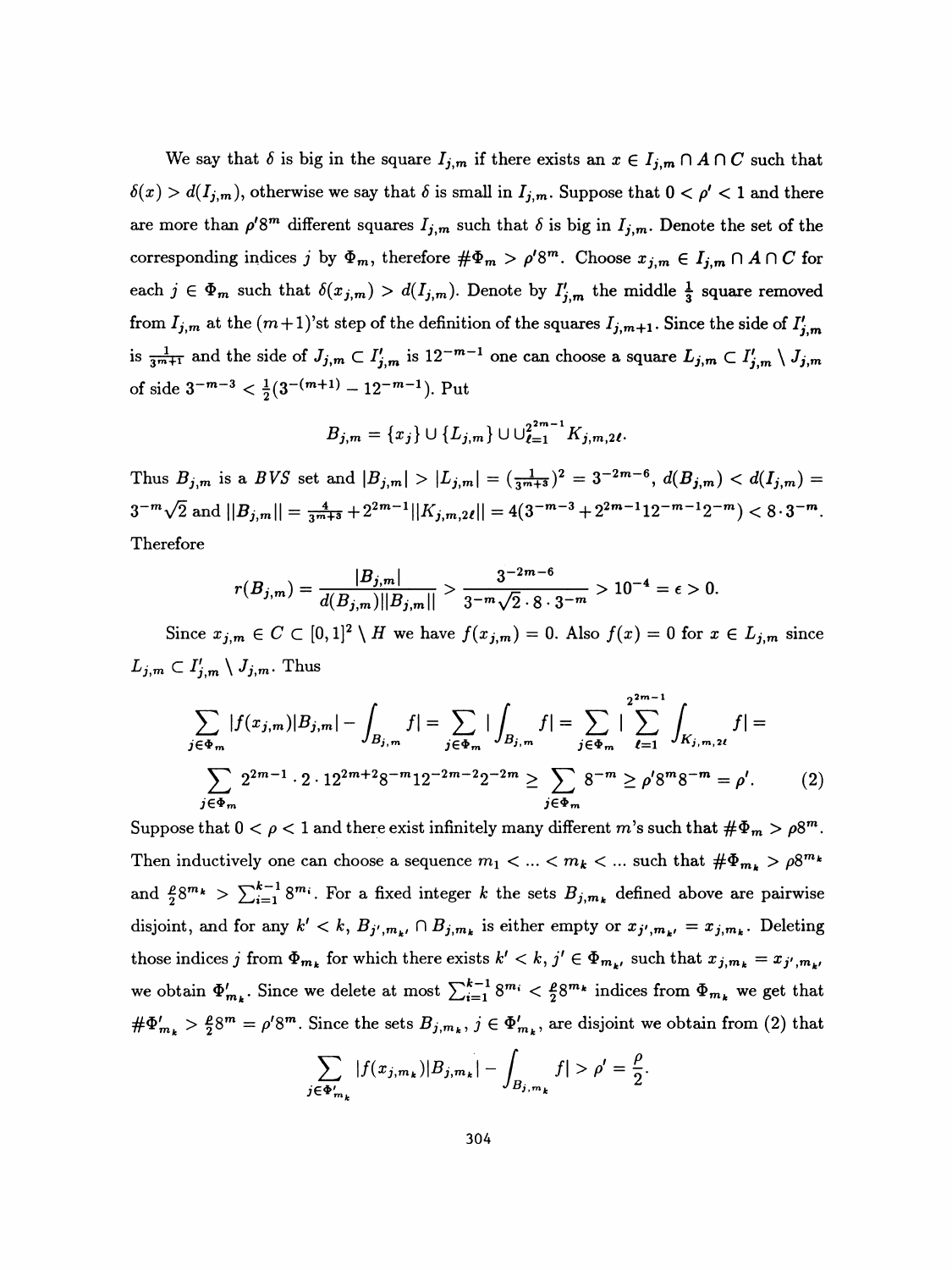We say that $\delta$ is big in the square $I_{j,m}$ if there exists an $x \in I_{j,m} \cap A \cap C$ such that $\delta(x) > d(I_{j,m})$, otherwise we say that $\delta$ is small in $I_{j,m}$. Suppose that $0 < \rho' < 1$ and there are more than $\rho' 8^m$ different squares $I_{j,m}$ such that $\delta$ is big in $I_{j,m}$. Denote the set of the corresponding indices $j$ by $\Phi_m$, therefore $\# \Phi_m > \rho' 8^m$. Choose $x_{j,m} \in I_{j,m} \cap A \cap C$ for each $j \in \Phi_m$ such that $\delta(x_{j,m}) > d(I_{j,m})$. Denote by $I'_{j,m}$ the middle $\frac{1}{3}$ square removed from $I_{j,m}$ at the $(m+1)$'st step of the definition of the squares $I_{j,m+1}$. Since the side of $I'_{j,m}$ is $\frac{1}{3^{m+1}}$ and the side of $J_{j,m} \subset I'_{j,m}$ is $12^{-m-1}$ one can choose a square $L_{j,m} \subset I'_{j,m} \setminus J_{j,m}$ of side $3^{-m-3} < \frac{1}{2}(3^{-(m+1)} - 12^{-m-1})$. Put

$$B_{j,m} = \{x_j\} \cup \{L_{j,m}\} \cup \cup_{\ell=1}^{2^{2m-1}} K_{j,m,2\ell}.$$

Thus $B_{j,m}$ is a $BVS$ set and $|B_{j,m}| > |L_{j,m}| = (\frac{1}{3^{m+3}})^2 = 3^{-2m-6}$, $d(B_{j,m}) < d(I_{j,m}) = 3^{-m}\sqrt{2}$ and $||B_{j,m}|| = \frac{4}{3^{m+3}} + 2^{2m-1}||K_{j,m,2\ell}|| = 4(3^{-m-3} + 2^{2m-1}12^{-m-1}2^{-m}) < 8 \cdot 3^{-m}$. Therefore

$$r(B_{j,m}) = \frac{|B_{j,m}|}{d(B_{j,m})||B_{j,m}||} > \frac{3^{-2m-6}}{3^{-m}\sqrt{2} \cdot 8 \cdot 3^{-m}} > 10^{-4} = \epsilon > 0.$$

Since $x_{j,m} \in C \subset [0,1]^2 \setminus H$ we have $f(x_{j,m}) = 0$. Also $f(x) = 0$ for $x \in L_{j,m}$ since $L_{j,m} \subset I'_{j,m} \setminus J_{j,m}$. Thus

$$\sum_{j \in \Phi_m} |f(x_{j,m})|B_{j,m}| - \int_{B_{j,m}} f| = \sum_{j \in \Phi_m} |\int_{B_{j,m}} f| = \sum_{j \in \Phi_m} |\sum_{\ell=1}^{2^{2m-1}} \int_{K_{j,m,2\ell}} f| =$$

$$\sum_{j \in \Phi_m} 2^{2m-1} \cdot 2 \cdot 12^{2m+2} 8^{-m} 12^{-2m-2} 2^{-2m} \geq \sum_{j \in \Phi_m} 8^{-m} \geq \rho' 8^m 8^{-m} = \rho'. \tag{2}$$

Suppose that $0 < \rho < 1$ and there exist infinitely many different $m$'s such that $\# \Phi_m > \rho 8^m$. Then inductively one can choose a sequence $m_1 < \ldots < m_k < \ldots$ such that $\# \Phi_{m_k} > \rho 8^{m_k}$ and $\frac{\rho}{2} 8^{m_k} > \sum_{i=1}^{k-1} 8^{m_i}$. For a fixed integer $k$ the sets $B_{j,m_k}$ defined above are pairwise disjoint, and for any $k' < k$, $B_{j',m_{k'}} \cap B_{j,m_k}$ is either empty or $x_{j',m_{k'}} = x_{j,m_k}$. Deleting those indices $j$ from $\Phi_{m_k}$ for which there exists $k' < k$, $j' \in \Phi_{m_{k'}}$ such that $x_{j,m_k} = x_{j',m_{k'}}$ we obtain $\Phi'_{m_k}$. Since we delete at most $\sum_{i=1}^{k-1} 8^{m_i} < \frac{\rho}{2} 8^{m_k}$ indices from $\Phi_{m_k}$ we get that $\# \Phi'_{m_k} > \frac{\rho}{2} 8^m = \rho' 8^m$. Since the sets $B_{j,m_k}$, $j \in \Phi'_{m_k}$, are disjoint we obtain from (2) that

$$\sum_{j \in \Phi'_{m_k}} |f(x_{j,m_k})|B_{j,m_k}| - \int_{B_{j,m_k}} f| > \rho' = \frac{\rho}{2}.$$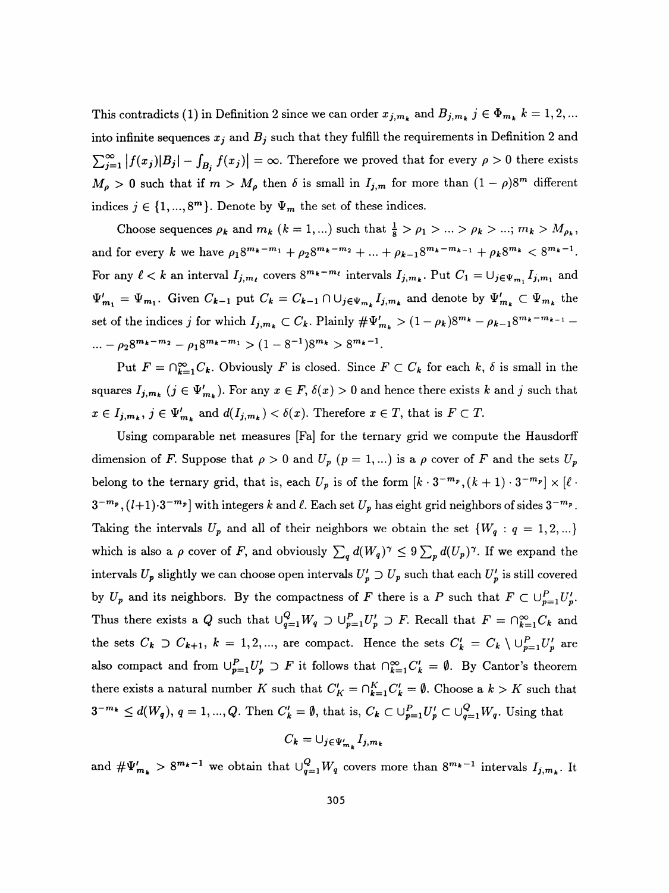This contradicts (1) in Definition 2 since we can order $x_{j,m_k}$ and $B_{j,m_k}$ $j \in \Phi_{m_k}$ $k = 1, 2, \ldots$ into infinite sequences $x_j$ and $B_j$ such that they fulfill the requirements in Definition 2 and $\sum_{j=1}^{\infty} |f(x_j)|B_j| - \int_{B_j} f(x_j)| = \infty$. Therefore we proved that for every $\rho > 0$ there exists $M_\rho > 0$ such that if $m > M_\rho$ then $\delta$ is small in $I_{j,m}$ for more than $(1-\rho)8^m$ different indices $j \in \{1, \ldots, 8^m\}$. Denote by $\Psi_m$ the set of these indices.

Choose sequences $\rho_k$ and $m_k$ $(k = 1, \ldots)$ such that $\frac{1}{8} > \rho_1 > \ldots > \rho_k > \ldots$; $m_k > M_{\rho_k}$, and for every $k$ we have $\rho_1 8^{m_k - m_1} + \rho_2 8^{m_k - m_2} + \ldots + \rho_{k-1} 8^{m_k - m_{k-1}} + \rho_k 8^{m_k} < 8^{m_k - 1}$. For any $\ell < k$ an interval $I_{j,m_\ell}$ covers $8^{m_k - m_\ell}$ intervals $I_{j,m_k}$. Put $C_1 = \cup_{j \in \Psi_{m_1}} I_{j,m_1}$ and $\Psi'_{m_1} = \Psi_{m_1}$. Given $C_{k-1}$ put $C_k = C_{k-1} \cap \cup_{j \in \Psi_{m_k}} I_{j,m_k}$ and denote by $\Psi'_{m_k} \subset \Psi_{m_k}$ the set of the indices $j$ for which $I_{j,m_k} \subset C_k$. Plainly $\#\Psi'_{m_k} > (1-\rho_k)8^{m_k} - \rho_{k-1}8^{m_k - m_{k-1}} - \ldots - \rho_2 8^{m_k - m_2} - \rho_1 8^{m_k - m_1} > (1 - 8^{-1})8^{m_k} > 8^{m_k - 1}$.

Put $F = \cap_{k=1}^{\infty} C_k$. Obviously $F$ is closed. Since $F \subset C_k$ for each $k$, $\delta$ is small in the squares $I_{j,m_k}$ $(j \in \Psi'_{m_k})$. For any $x \in F$, $\delta(x) > 0$ and hence there exists $k$ and $j$ such that $x \in I_{j,m_k}$, $j \in \Psi'_{m_k}$ and $d(I_{j,m_k}) < \delta(x)$. Therefore $x \in T$, that is $F \subset T$.

Using comparable net measures [Fa] for the ternary grid we compute the Hausdorff dimension of $F$. Suppose that $\rho > 0$ and $U_p$ $(p = 1, \ldots)$ is a $\rho$ cover of $F$ and the sets $U_p$ belong to the ternary grid, that is, each $U_p$ is of the form $[k \cdot 3^{-m_p}, (k+1) \cdot 3^{-m_p}] \times [\ell \cdot 3^{-m_p}, (l+1) \cdot 3^{-m_p}]$ with integers $k$ and $\ell$. Each set $U_p$ has eight grid neighbors of sides $3^{-m_p}$. Taking the intervals $U_p$ and all of their neighbors we obtain the set $\{W_q : q = 1, 2, \ldots\}$ which is also a $\rho$ cover of $F$, and obviously $\sum_q d(W_q)^\gamma \leq 9 \sum_p d(U_p)^\gamma$. If we expand the intervals $U_p$ slightly we can choose open intervals $U'_p \supset U_p$ such that each $U'_p$ is still covered by $U_p$ and its neighbors. By the compactness of $F$ there is a $P$ such that $F \subset \cup_{p=1}^{P} U'_p$. Thus there exists a $Q$ such that $\cup_{q=1}^{Q} W_q \supset \cup_{p=1}^{P} U'_p \supset F$. Recall that $F = \cap_{k=1}^{\infty} C_k$ and the sets $C_k \supset C_{k+1}$, $k = 1, 2, \ldots$, are compact. Hence the sets $C'_k = C_k \setminus \cup_{p=1}^{P} U'_p$ are also compact and from $\cup_{p=1}^{P} U'_p \supset F$ it follows that $\cap_{k=1}^{\infty} C'_k = \emptyset$. By Cantor's theorem there exists a natural number $K$ such that $C'_K = \cap_{k=1}^{K} C'_k = \emptyset$. Choose a $k > K$ such that $3^{-m_k} \leq d(W_q)$, $q = 1, \ldots, Q$. Then $C'_k = \emptyset$, that is, $C_k \subset \cup_{p=1}^{P} U'_p \subset \cup_{q=1}^{Q} W_q$. Using that

$$C_k = \cup_{j \in \Psi'_{m_k}} I_{j,m_k}$$

and $\#\Psi'_{m_k} > 8^{m_k - 1}$ we obtain that $\cup_{q=1}^{Q} W_q$ covers more than $8^{m_k - 1}$ intervals $I_{j,m_k}$. It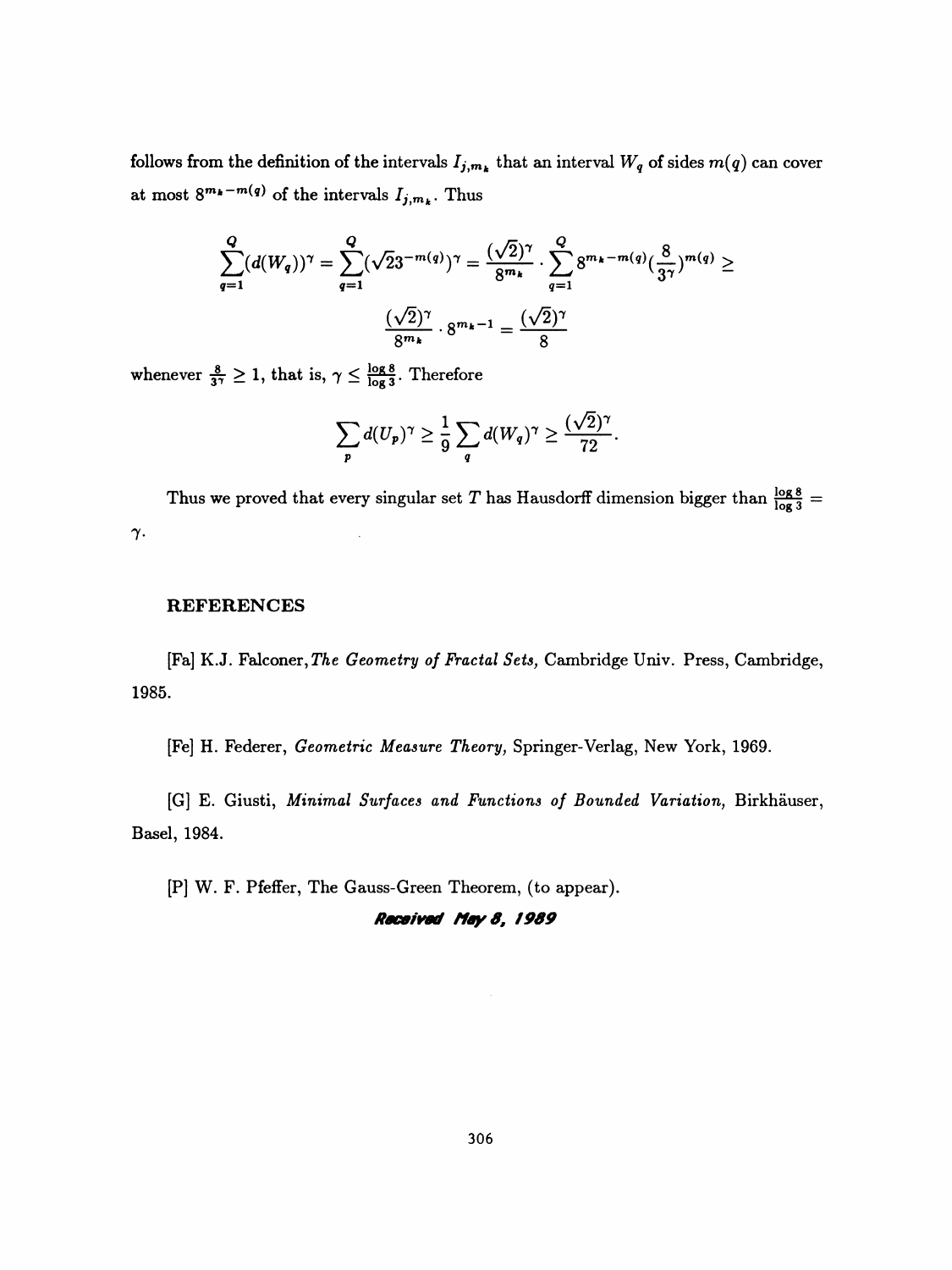follows from the definition of the intervals $I_{j,m_k}$ that an interval $W_q$ of sides $m(q)$ can cover at most $8^{m_k - m(q)}$ of the intervals $I_{j,m_k}$. Thus

$$\sum_{q=1}^{Q}(d(W_q))^\gamma = \sum_{q=1}^{Q}(\sqrt{2}3^{-m(q)})^\gamma = \frac{(\sqrt{2})^\gamma}{8^{m_k}} \cdot \sum_{q=1}^{Q} 8^{m_k - m(q)} (\frac{8}{3^\gamma})^{m(q)} \geq$$

$$\frac{(\sqrt{2})^\gamma}{8^{m_k}} \cdot 8^{m_k - 1} = \frac{(\sqrt{2})^\gamma}{8}$$

whenever $\frac{8}{3^\gamma} \geq 1$, that is, $\gamma \leq \frac{\log 8}{\log 3}$. Therefore

$$\sum_p d(U_p)^\gamma \geq \frac{1}{9} \sum_q d(W_q)^\gamma \geq \frac{(\sqrt{2})^\gamma}{72}.$$

Thus we proved that every singular set $T$ has Hausdorff dimension bigger than $\frac{\log 8}{\log 3} = \gamma$.

## REFERENCES

[Fa] K.J. Falconer, *The Geometry of Fractal Sets,* Cambridge Univ. Press, Cambridge, 1985.

[Fe] H. Federer, *Geometric Measure Theory,* Springer-Verlag, New York, 1969.

[G] E. Giusti, *Minimal Surfaces and Functions of Bounded Variation,* Birkhäuser, Basel, 1984.

[P] W. F. Pfeffer, The Gauss-Green Theorem, (to appear).

***Received May 8, 1989***